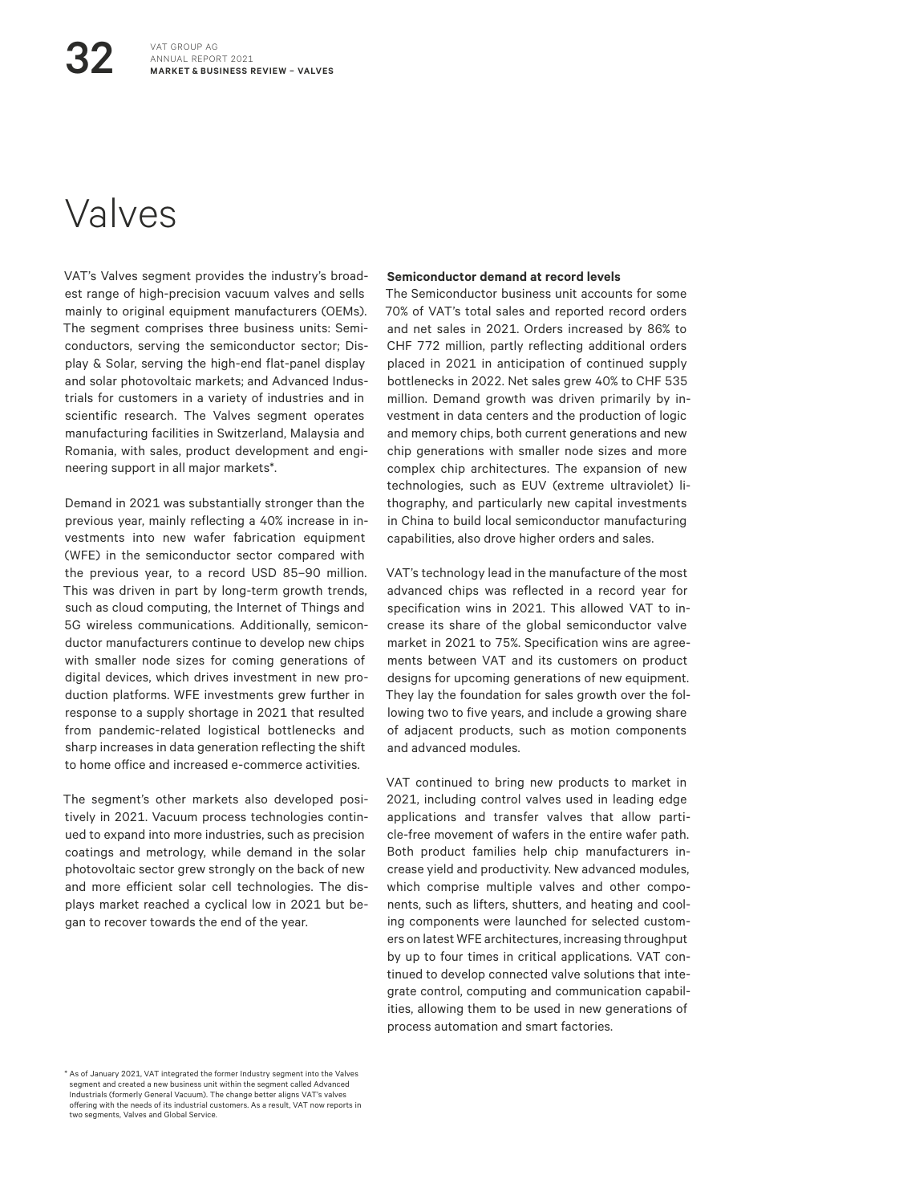# Valves

VAT's Valves segment provides the industry's broadest range of high-precision vacuum valves and sells mainly to original equipment manufacturers (OEMs). The segment comprises three business units: Semiconductors, serving the semiconductor sector; Display & Solar, serving the high-end flat-panel display and solar photovoltaic markets; and Advanced Industrials for customers in a variety of industries and in scientific research. The Valves segment operates manufacturing facilities in Switzerland, Malaysia and Romania, with sales, product development and engineering support in all major markets*.

Demand in 2021 was substantially stronger than the previous year, mainly reflecting a 40% increase in investments into new wafer fabrication equipment (WFE) in the semiconductor sector compared with the previous year, to a record USD 85–90 million. This was driven in part by long-term growth trends, such as cloud computing, the Internet of Things and 5G wireless communications. Additionally, semiconductor manufacturers continue to develop new chips with smaller node sizes for coming generations of digital devices, which drives investment in new production platforms. WFE investments grew further in response to a supply shortage in 2021 that resulted from pandemic-related logistical bottlenecks and sharp increases in data generation reflecting the shift to home office and increased e-commerce activities.

The segment's other markets also developed positively in 2021. Vacuum process technologies continued to expand into more industries, such as precision coatings and metrology, while demand in the solar photovoltaic sector grew strongly on the back of new and more efficient solar cell technologies. The displays market reached a cyclical low in 2021 but began to recover towards the end of the year.

**Semiconductor demand at record levels**

The Semiconductor business unit accounts for some 70% of VAT's total sales and reported record orders and net sales in 2021. Orders increased by 86% to CHF 772 million, partly reflecting additional orders placed in 2021 in anticipation of continued supply bottlenecks in 2022. Net sales grew 40% to CHF 535 million. Demand growth was driven primarily by investment in data centers and the production of logic and memory chips, both current generations and new chip generations with smaller node sizes and more complex chip architectures. The expansion of new technologies, such as EUV (extreme ultraviolet) lithography, and particularly new capital investments in China to build local semiconductor manufacturing capabilities, also drove higher orders and sales.

VAT's technology lead in the manufacture of the most advanced chips was reflected in a record year for specification wins in 2021. This allowed VAT to increase its share of the global semiconductor valve market in 2021 to 75%. Specification wins are agreements between VAT and its customers on product designs for upcoming generations of new equipment. They lay the foundation for sales growth over the following two to five years, and include a growing share of adjacent products, such as motion components and advanced modules.

VAT continued to bring new products to market in 2021, including control valves used in leading edge applications and transfer valves that allow particle-free movement of wafers in the entire wafer path. Both product families help chip manufacturers increase yield and productivity. New advanced modules, which comprise multiple valves and other components, such as lifters, shutters, and heating and cooling components were launched for selected customers on latest WFE architectures, increasing throughput by up to four times in critical applications. VAT continued to develop connected valve solutions that integrate control, computing and communication capabilities, allowing them to be used in new generations of process automation and smart factories.

* As of January 2021, VAT integrated the former Industry segment into the Valves segment and created a new business unit within the segment called Advanced Industrials (formerly General Vacuum). The change better aligns VAT's valves offering with the needs of its industrial customers. As a result, VAT now reports in two segments, Valves and Global Service.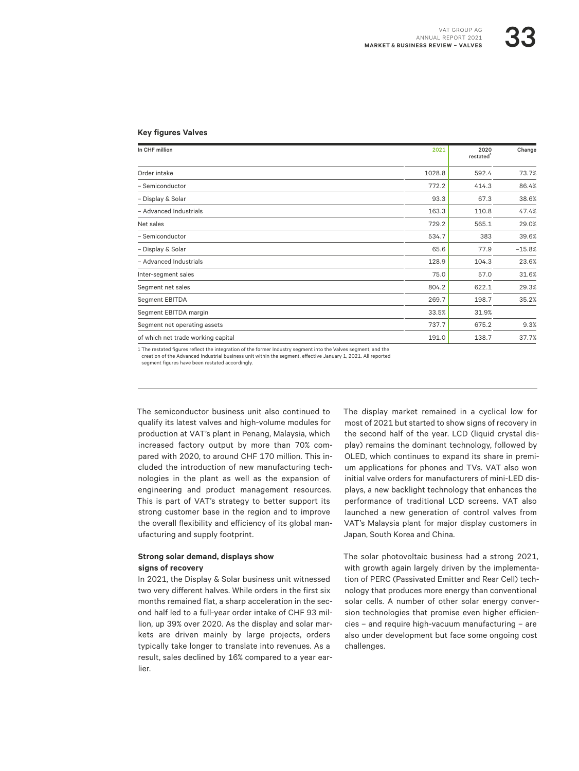### Key figures Valves

| In CHF million | 2021 | 2020 restated[1] | Change |
|---|---|---|---|
| Order intake | 1028.8 | 592.4 | 73.7% |
| – Semiconductor | 772.2 | 414.3 | 86.4% |
| – Display & Solar | 93.3 | 67.3 | 38.6% |
| – Advanced Industrials | 163.3 | 110.8 | 47.4% |
| Net sales | 729.2 | 565.1 | 29.0% |
| – Semiconductor | 534.7 | 383 | 39.6% |
| – Display & Solar | 65.6 | 77.9 | −15.8% |
| – Advanced Industrials | 128.9 | 104.3 | 23.6% |
| Inter-segment sales | 75.0 | 57.0 | 31.6% |
| Segment net sales | 804.2 | 622.1 | 29.3% |
| Segment EBITDA | 269.7 | 198.7 | 35.2% |
| Segment EBITDA margin | 33.5% | 31.9% | |
| Segment net operating assets | 737.7 | 675.2 | 9.3% |
| of which net trade working capital | 191.0 | 138.7 | 37.7% |

1 The restated figures reflect the integration of the former Industry segment into the Valves segment, and the creation of the Advanced Industrial business unit within the segment, effective January 1, 2021. All reported segment figures have been restated accordingly.

The semiconductor business unit also continued to qualify its latest valves and high-volume modules for production at VAT's plant in Penang, Malaysia, which increased factory output by more than 70% compared with 2020, to around CHF 170 million. This included the introduction of new manufacturing technologies in the plant as well as the expansion of engineering and product management resources. This is part of VAT's strategy to better support its strong customer base in the region and to improve the overall flexibility and efficiency of its global manufacturing and supply footprint.

#### Strong solar demand, displays show signs of recovery

In 2021, the Display & Solar business unit witnessed two very different halves. While orders in the first six months remained flat, a sharp acceleration in the second half led to a full-year order intake of CHF 93 million, up 39% over 2020. As the display and solar markets are driven mainly by large projects, orders typically take longer to translate into revenues. As a result, sales declined by 16% compared to a year earlier.

The display market remained in a cyclical low for most of 2021 but started to show signs of recovery in the second half of the year. LCD (liquid crystal display) remains the dominant technology, followed by OLED, which continues to expand its share in premium applications for phones and TVs. VAT also won initial valve orders for manufacturers of mini-LED displays, a new backlight technology that enhances the performance of traditional LCD screens. VAT also launched a new generation of control valves from VAT's Malaysia plant for major display customers in Japan, South Korea and China.

The solar photovoltaic business had a strong 2021, with growth again largely driven by the implementation of PERC (Passivated Emitter and Rear Cell) technology that produces more energy than conventional solar cells. A number of other solar energy conversion technologies that promise even higher efficiencies – and require high-vacuum manufacturing – are also under development but face some ongoing cost challenges.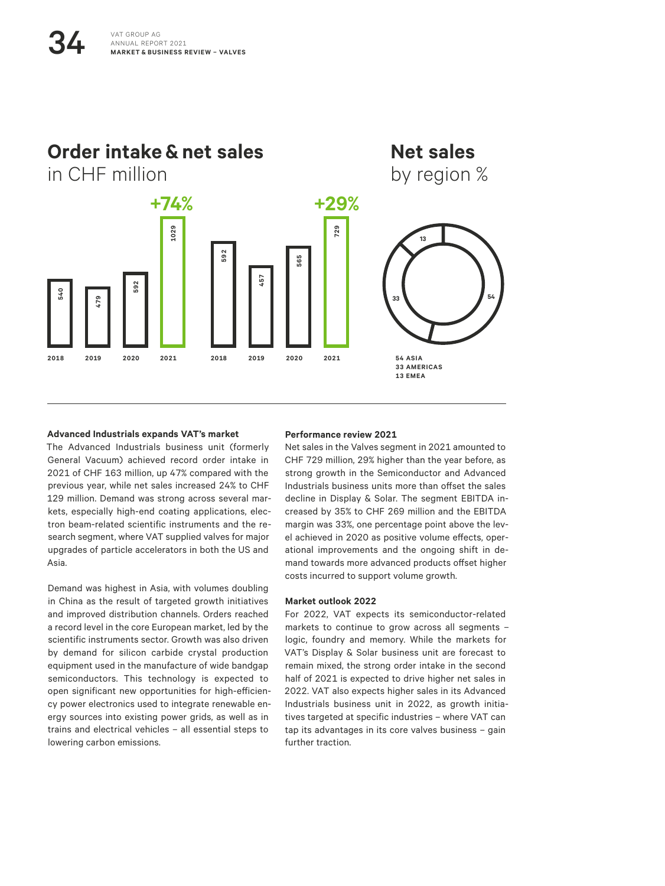## Order intake & net sales
in CHF million

| | 2018 | 2019 | 2020 | 2021 |
|---|---|---|---|---|
| Order intake | 540 | 479 | 592 | 1029 (+74%) |
| Net sales | 592 | 457 | 565 | 729 (+29%) |

## Net sales
by region %

54 ASIA
33 AMERICAS
13 EMEA

### Advanced Industrials expands VAT's market

The Advanced Industrials business unit (formerly General Vacuum) achieved record order intake in 2021 of CHF 163 million, up 47% compared with the previous year, while net sales increased 24% to CHF 129 million. Demand was strong across several markets, especially high-end coating applications, electron beam-related scientific instruments and the research segment, where VAT supplied valves for major upgrades of particle accelerators in both the US and Asia.

Demand was highest in Asia, with volumes doubling in China as the result of targeted growth initiatives and improved distribution channels. Orders reached a record level in the core European market, led by the scientific instruments sector. Growth was also driven by demand for silicon carbide crystal production equipment used in the manufacture of wide bandgap semiconductors. This technology is expected to open significant new opportunities for high-efficiency power electronics used to integrate renewable energy sources into existing power grids, as well as in trains and electrical vehicles – all essential steps to lowering carbon emissions.

### Performance review 2021

Net sales in the Valves segment in 2021 amounted to CHF 729 million, 29% higher than the year before, as strong growth in the Semiconductor and Advanced Industrials business units more than offset the sales decline in Display & Solar. The segment EBITDA increased by 35% to CHF 269 million and the EBITDA margin was 33%, one percentage point above the level achieved in 2020 as positive volume effects, operational improvements and the ongoing shift in demand towards more advanced products offset higher costs incurred to support volume growth.

### Market outlook 2022

For 2022, VAT expects its semiconductor-related markets to continue to grow across all segments – logic, foundry and memory. While the markets for VAT's Display & Solar business unit are forecast to remain mixed, the strong order intake in the second half of 2021 is expected to drive higher net sales in 2022. VAT also expects higher sales in its Advanced Industrials business unit in 2022, as growth initiatives targeted at specific industries – where VAT can tap its advantages in its core valves business – gain further traction.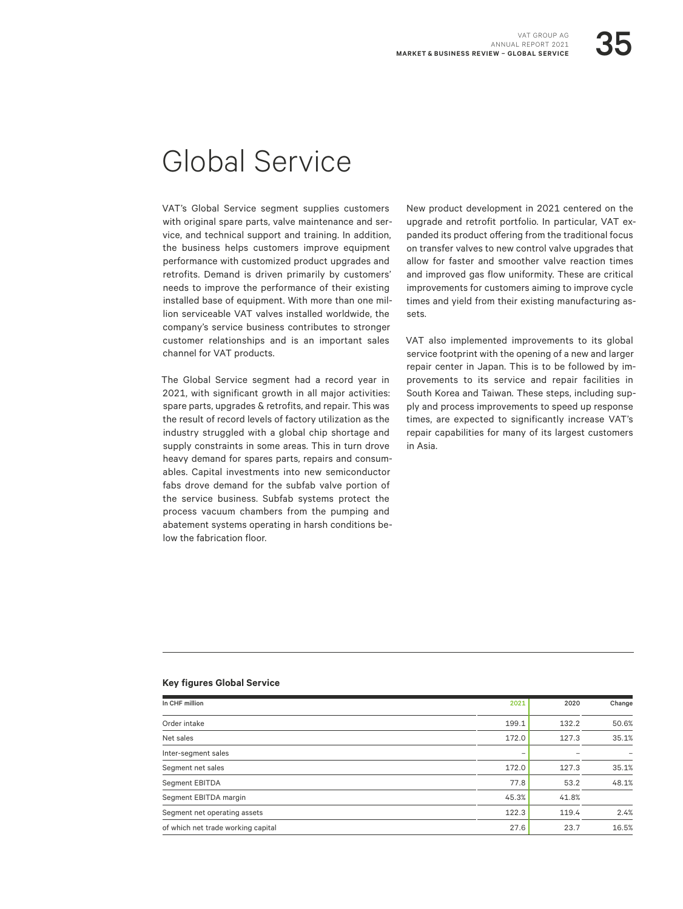# Global Service

VAT's Global Service segment supplies customers with original spare parts, valve maintenance and service, and technical support and training. In addition, the business helps customers improve equipment performance with customized product upgrades and retrofits. Demand is driven primarily by customers' needs to improve the performance of their existing installed base of equipment. With more than one million serviceable VAT valves installed worldwide, the company's service business contributes to stronger customer relationships and is an important sales channel for VAT products.

The Global Service segment had a record year in 2021, with significant growth in all major activities: spare parts, upgrades & retrofits, and repair. This was the result of record levels of factory utilization as the industry struggled with a global chip shortage and supply constraints in some areas. This in turn drove heavy demand for spares parts, repairs and consumables. Capital investments into new semiconductor fabs drove demand for the subfab valve portion of the service business. Subfab systems protect the process vacuum chambers from the pumping and abatement systems operating in harsh conditions below the fabrication floor.

New product development in 2021 centered on the upgrade and retrofit portfolio. In particular, VAT expanded its product offering from the traditional focus on transfer valves to new control valve upgrades that allow for faster and smoother valve reaction times and improved gas flow uniformity. These are critical improvements for customers aiming to improve cycle times and yield from their existing manufacturing assets.

VAT also implemented improvements to its global service footprint with the opening of a new and larger repair center in Japan. This is to be followed by improvements to its service and repair facilities in South Korea and Taiwan. These steps, including supply and process improvements to speed up response times, are expected to significantly increase VAT's repair capabilities for many of its largest customers in Asia.

**Key figures Global Service**

| In CHF million | 2021 | 2020 | Change |
|---|---|---|---|
| Order intake | 199.1 | 132.2 | 50.6% |
| Net sales | 172.0 | 127.3 | 35.1% |
| Inter-segment sales | – | – | – |
| Segment net sales | 172.0 | 127.3 | 35.1% |
| Segment EBITDA | 77.8 | 53.2 | 48.1% |
| Segment EBITDA margin | 45.3% | 41.8% | |
| Segment net operating assets | 122.3 | 119.4 | 2.4% |
| of which net trade working capital | 27.6 | 23.7 | 16.5% |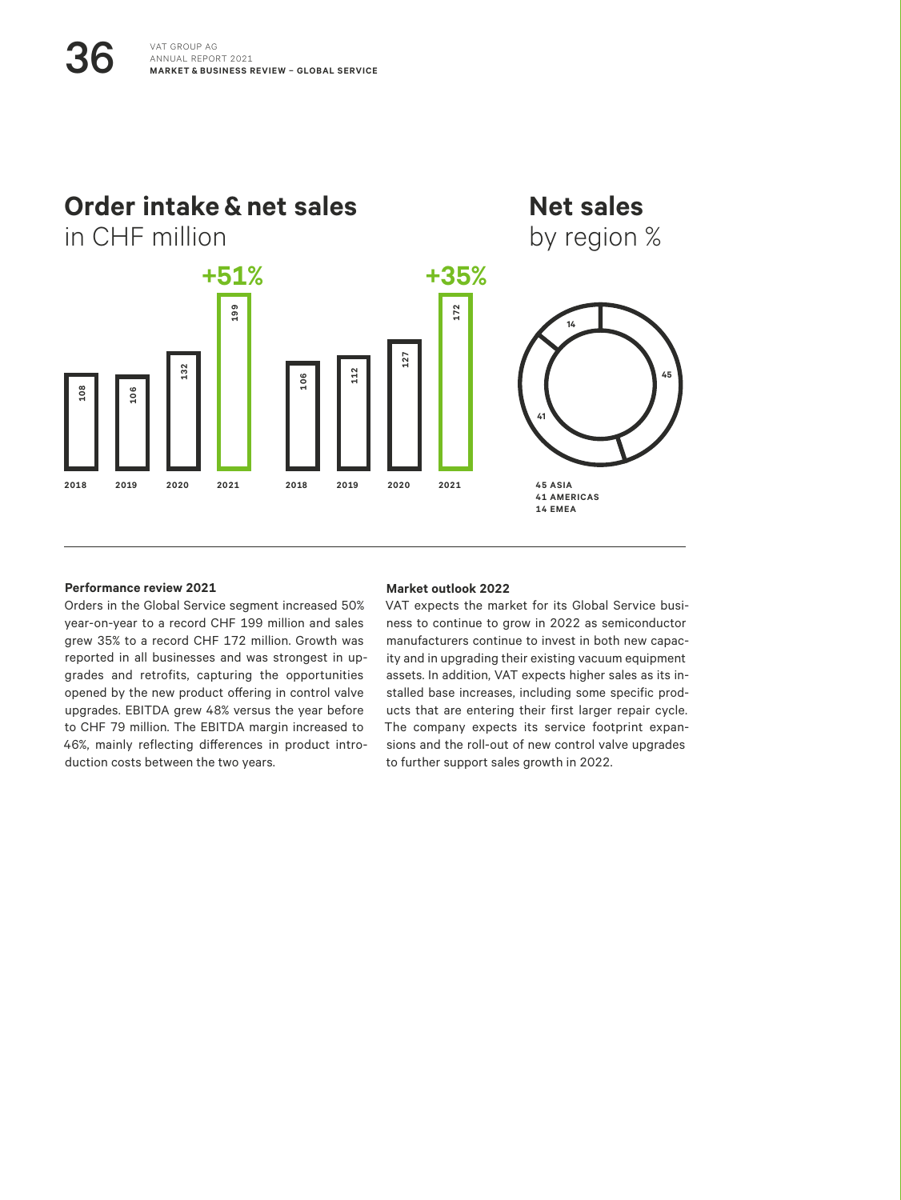## Order intake & net sales
in CHF million

+51%

108
106
132
199

2018 2019 2020 2021

+35%

106
112
127
172

2018 2019 2020 2021

## Net sales
by region %

14
45
41

45 ASIA
41 AMERICAS
14 EMEA

---

**Performance review 2021**

Orders in the Global Service segment increased 50% year-on-year to a record CHF 199 million and sales grew 35% to a record CHF 172 million. Growth was reported in all businesses and was strongest in upgrades and retrofits, capturing the opportunities opened by the new product offering in control valve upgrades. EBITDA grew 48% versus the year before to CHF 79 million. The EBITDA margin increased to 46%, mainly reflecting differences in product introduction costs between the two years.

**Market outlook 2022**

VAT expects the market for its Global Service business to continue to grow in 2022 as semiconductor manufacturers continue to invest in both new capacity and in upgrading their existing vacuum equipment assets. In addition, VAT expects higher sales as its installed base increases, including some specific products that are entering their first larger repair cycle. The company expects its service footprint expansions and the roll-out of new control valve upgrades to further support sales growth in 2022.